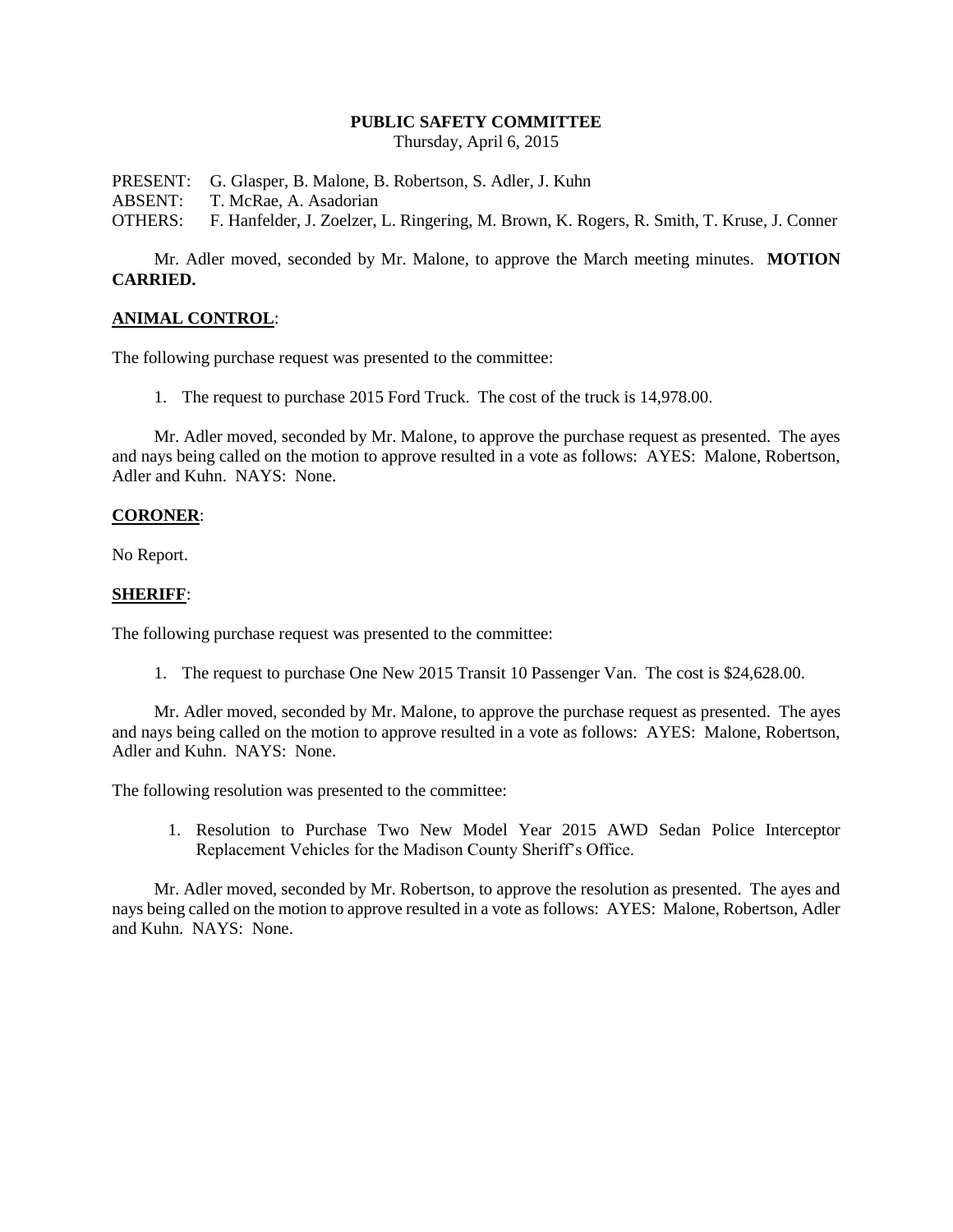**PUBLIC SAFETY COMMITTEE**
Thursday, April 6, 2015

PRESENT: G. Glasper, B. Malone, B. Robertson, S. Adler, J. Kuhn
ABSENT: T. McRae, A. Asadorian
OTHERS: F. Hanfelder, J. Zoelzer, L. Ringering, M. Brown, K. Rogers, R. Smith, T. Kruse, J. Conner

Mr. Adler moved, seconded by Mr. Malone, to approve the March meeting minutes. **MOTION CARRIED.**

**ANIMAL CONTROL**:

The following purchase request was presented to the committee:

1. The request to purchase 2015 Ford Truck. The cost of the truck is 14,978.00.

Mr. Adler moved, seconded by Mr. Malone, to approve the purchase request as presented. The ayes and nays being called on the motion to approve resulted in a vote as follows: AYES: Malone, Robertson, Adler and Kuhn. NAYS: None.

**CORONER**:

No Report.

**SHERIFF**:

The following purchase request was presented to the committee:

1. The request to purchase One New 2015 Transit 10 Passenger Van. The cost is $24,628.00.

Mr. Adler moved, seconded by Mr. Malone, to approve the purchase request as presented. The ayes and nays being called on the motion to approve resulted in a vote as follows: AYES: Malone, Robertson, Adler and Kuhn. NAYS: None.

The following resolution was presented to the committee:

1. Resolution to Purchase Two New Model Year 2015 AWD Sedan Police Interceptor Replacement Vehicles for the Madison County Sheriff's Office.

Mr. Adler moved, seconded by Mr. Robertson, to approve the resolution as presented. The ayes and nays being called on the motion to approve resulted in a vote as follows: AYES: Malone, Robertson, Adler and Kuhn. NAYS: None.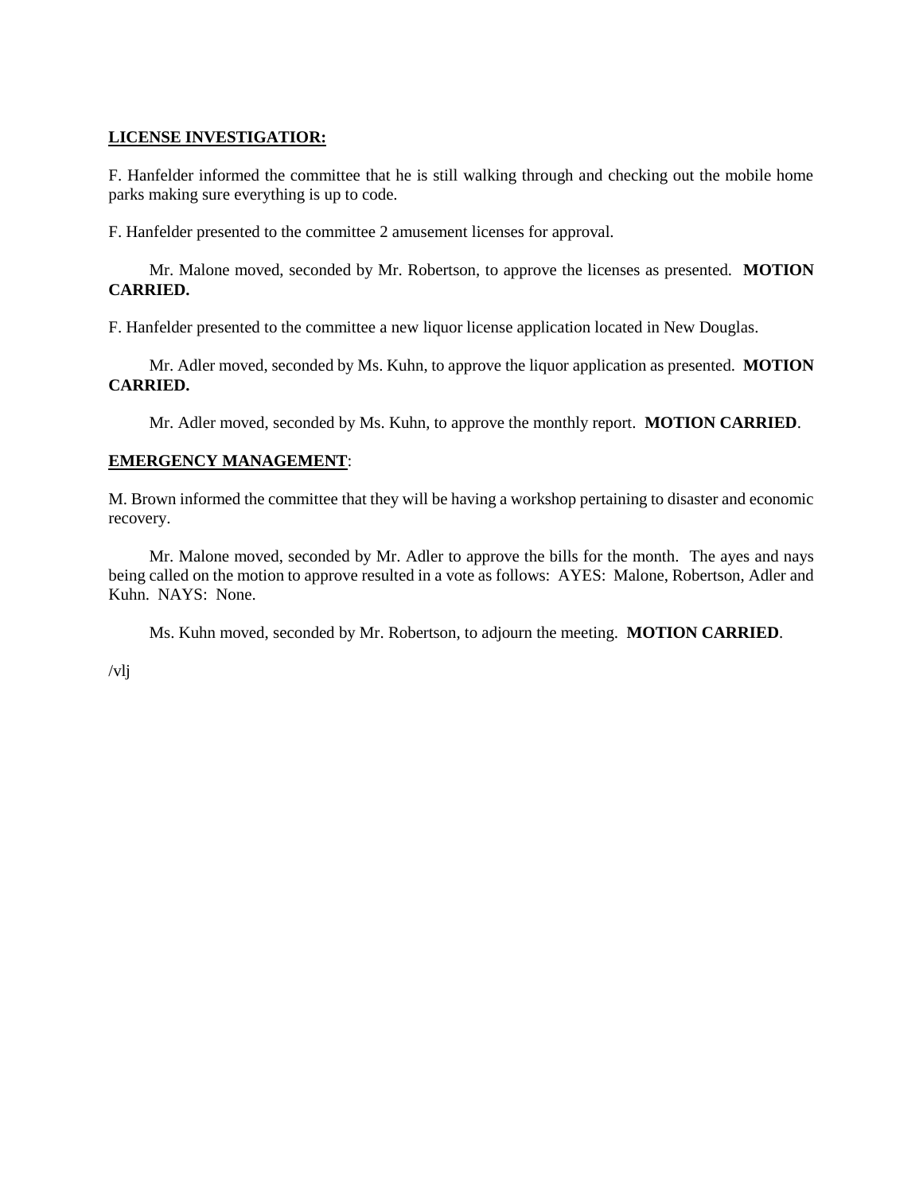**LICENSE INVESTIGATIOR:**

F. Hanfelder informed the committee that he is still walking through and checking out the mobile home parks making sure everything is up to code.

F. Hanfelder presented to the committee 2 amusement licenses for approval.

Mr. Malone moved, seconded by Mr. Robertson, to approve the licenses as presented. **MOTION CARRIED.**

F. Hanfelder presented to the committee a new liquor license application located in New Douglas.

Mr. Adler moved, seconded by Ms. Kuhn, to approve the liquor application as presented. **MOTION CARRIED.**

Mr. Adler moved, seconded by Ms. Kuhn, to approve the monthly report. **MOTION CARRIED**.

**EMERGENCY MANAGEMENT**:

M. Brown informed the committee that they will be having a workshop pertaining to disaster and economic recovery.

Mr. Malone moved, seconded by Mr. Adler to approve the bills for the month. The ayes and nays being called on the motion to approve resulted in a vote as follows: AYES: Malone, Robertson, Adler and Kuhn. NAYS: None.

Ms. Kuhn moved, seconded by Mr. Robertson, to adjourn the meeting. **MOTION CARRIED**.

/vlj